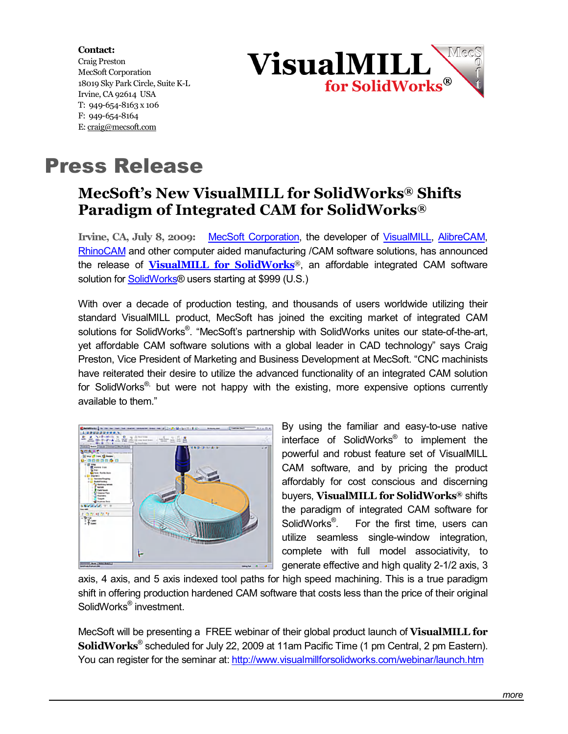**Contact:**
Craig Preston
MecSoft Corporation
18019 Sky Park Circle, Suite K-L
Irvine, CA 92614 USA
T: 949-654-8163 x 106
F: 949-654-8164
E: craig@mecsoft.com

VisualMILL for SolidWorks®

# Press Release

## MecSoft's New VisualMILL for SolidWorks® Shifts Paradigm of Integrated CAM for SolidWorks®

**Irvine, CA, July 8, 2009:** MecSoft Corporation, the developer of VisualMILL, AlibreCAM, RhinoCAM and other computer aided manufacturing /CAM software solutions, has announced the release of **VisualMILL for SolidWorks**®, an affordable integrated CAM software solution for SolidWorks® users starting at $999 (U.S.)

With over a decade of production testing, and thousands of users worldwide utilizing their standard VisualMILL product, MecSoft has joined the exciting market of integrated CAM solutions for SolidWorks®. "MecSoft's partnership with SolidWorks unites our state-of-the-art, yet affordable CAM software solutions with a global leader in CAD technology" says Craig Preston, Vice President of Marketing and Business Development at MecSoft. "CNC machinists have reiterated their desire to utilize the advanced functionality of an integrated CAM solution for SolidWorks®, but were not happy with the existing, more expensive options currently available to them."

By using the familiar and easy-to-use native interface of SolidWorks® to implement the powerful and robust feature set of VisualMILL CAM software, and by pricing the product affordably for cost conscious and discerning buyers, **VisualMILL for SolidWorks**® shifts the paradigm of integrated CAM software for SolidWorks®. For the first time, users can utilize seamless single-window integration, complete with full model associativity, to generate effective and high quality 2-1/2 axis, 3 axis, 4 axis, and 5 axis indexed tool paths for high speed machining. This is a true paradigm shift in offering production hardened CAM software that costs less than the price of their original SolidWorks® investment.

MecSoft will be presenting a FREE webinar of their global product launch of **VisualMILL for SolidWorks**® scheduled for July 22, 2009 at 11am Pacific Time (1 pm Central, 2 pm Eastern). You can register for the seminar at: http://www.visualmillforsolidworks.com/webinar/launch.htm

*more*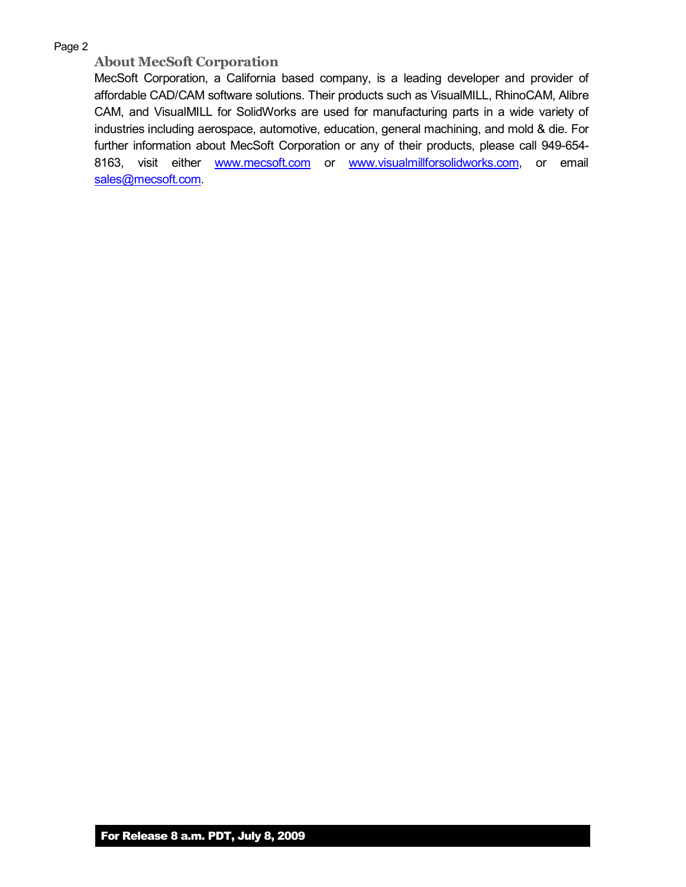## About MecSoft Corporation

MecSoft Corporation, a California based company, is a leading developer and provider of affordable CAD/CAM software solutions. Their products such as VisualMILL, RhinoCAM, Alibre CAM, and VisualMILL for SolidWorks are used for manufacturing parts in a wide variety of industries including aerospace, automotive, education, general machining, and mold & die. For further information about MecSoft Corporation or any of their products, please call 949-654-8163, visit either www.mecsoft.com or www.visualmillforsolidworks.com, or email sales@mecsoft.com.

**For Release 8 a.m. PDT, July 8, 2009**